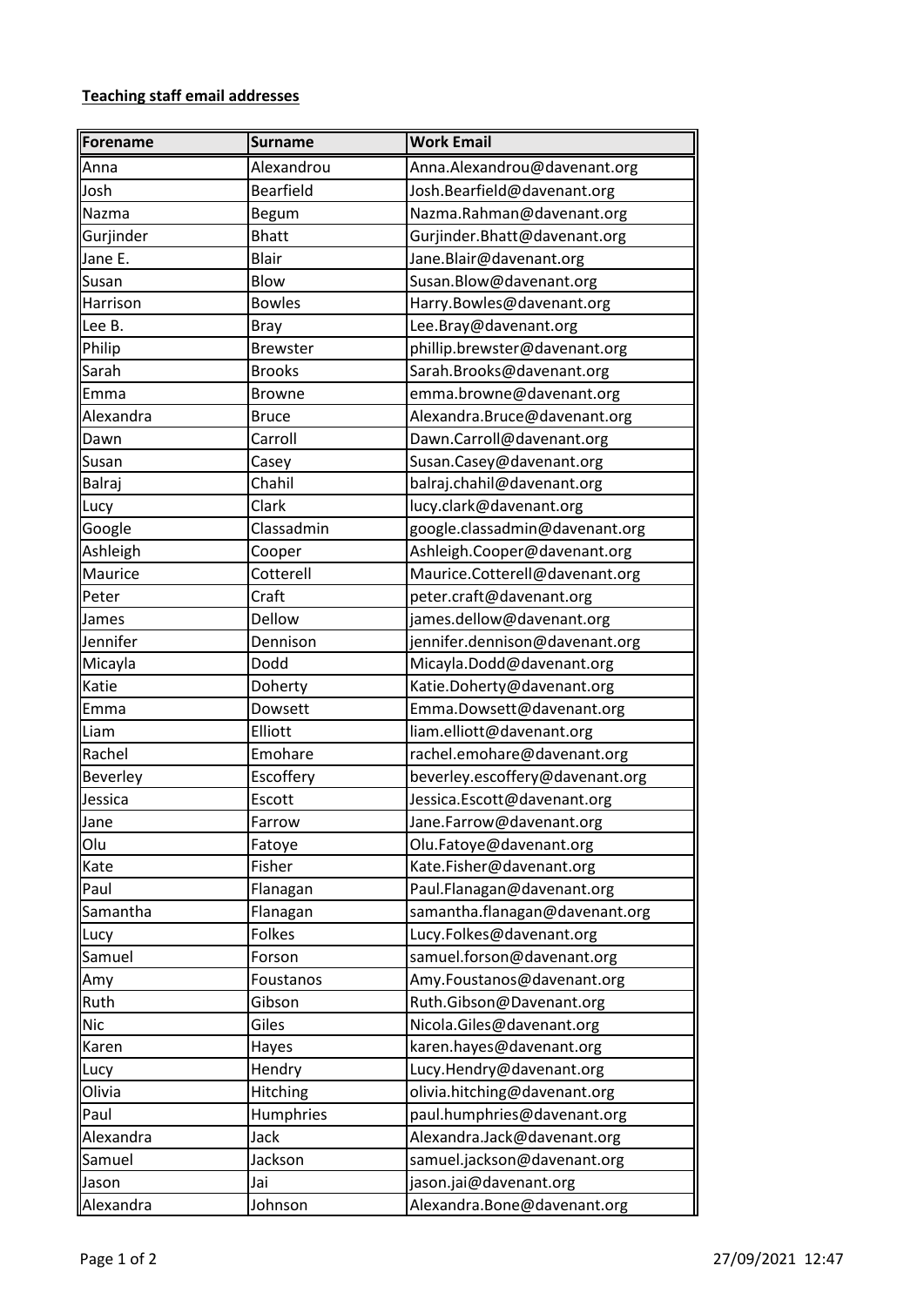**Teaching staff email addresses**

| Forename | Surname | Work Email |
|---|---|---|
| Anna | Alexandrou | Anna.Alexandrou@davenant.org |
| Josh | Bearfield | Josh.Bearfield@davenant.org |
| Nazma | Begum | Nazma.Rahman@davenant.org |
| Gurjinder | Bhatt | Gurjinder.Bhatt@davenant.org |
| Jane E. | Blair | Jane.Blair@davenant.org |
| Susan | Blow | Susan.Blow@davenant.org |
| Harrison | Bowles | Harry.Bowles@davenant.org |
| Lee B. | Bray | Lee.Bray@davenant.org |
| Philip | Brewster | phillip.brewster@davenant.org |
| Sarah | Brooks | Sarah.Brooks@davenant.org |
| Emma | Browne | emma.browne@davenant.org |
| Alexandra | Bruce | Alexandra.Bruce@davenant.org |
| Dawn | Carroll | Dawn.Carroll@davenant.org |
| Susan | Casey | Susan.Casey@davenant.org |
| Balraj | Chahil | balraj.chahil@davenant.org |
| Lucy | Clark | lucy.clark@davenant.org |
| Google | Classadmin | google.classadmin@davenant.org |
| Ashleigh | Cooper | Ashleigh.Cooper@davenant.org |
| Maurice | Cotterell | Maurice.Cotterell@davenant.org |
| Peter | Craft | peter.craft@davenant.org |
| James | Dellow | james.dellow@davenant.org |
| Jennifer | Dennison | jennifer.dennison@davenant.org |
| Micayla | Dodd | Micayla.Dodd@davenant.org |
| Katie | Doherty | Katie.Doherty@davenant.org |
| Emma | Dowsett | Emma.Dowsett@davenant.org |
| Liam | Elliott | liam.elliott@davenant.org |
| Rachel | Emohare | rachel.emohare@davenant.org |
| Beverley | Escoffery | beverley.escoffery@davenant.org |
| Jessica | Escott | Jessica.Escott@davenant.org |
| Jane | Farrow | Jane.Farrow@davenant.org |
| Olu | Fatoye | Olu.Fatoye@davenant.org |
| Kate | Fisher | Kate.Fisher@davenant.org |
| Paul | Flanagan | Paul.Flanagan@davenant.org |
| Samantha | Flanagan | samantha.flanagan@davenant.org |
| Lucy | Folkes | Lucy.Folkes@davenant.org |
| Samuel | Forson | samuel.forson@davenant.org |
| Amy | Foustanos | Amy.Foustanos@davenant.org |
| Ruth | Gibson | Ruth.Gibson@Davenant.org |
| Nic | Giles | Nicola.Giles@davenant.org |
| Karen | Hayes | karen.hayes@davenant.org |
| Lucy | Hendry | Lucy.Hendry@davenant.org |
| Olivia | Hitching | olivia.hitching@davenant.org |
| Paul | Humphries | paul.humphries@davenant.org |
| Alexandra | Jack | Alexandra.Jack@davenant.org |
| Samuel | Jackson | samuel.jackson@davenant.org |
| Jason | Jai | jason.jai@davenant.org |
| Alexandra | Johnson | Alexandra.Bone@davenant.org |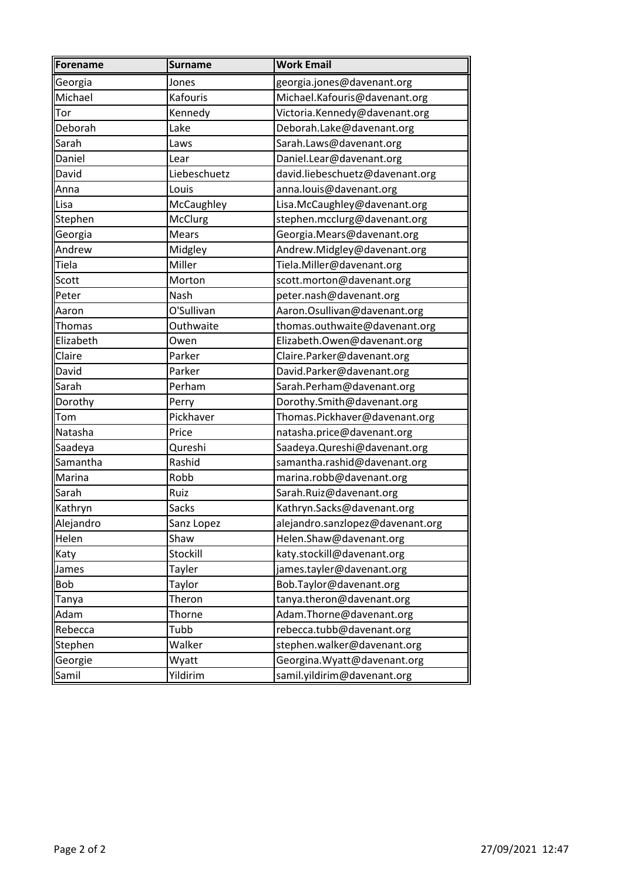| Forename | Surname | Work Email |
|---|---|---|
| Georgia | Jones | georgia.jones@davenant.org |
| Michael | Kafouris | Michael.Kafouris@davenant.org |
| Tor | Kennedy | Victoria.Kennedy@davenant.org |
| Deborah | Lake | Deborah.Lake@davenant.org |
| Sarah | Laws | Sarah.Laws@davenant.org |
| Daniel | Lear | Daniel.Lear@davenant.org |
| David | Liebeschuetz | david.liebeschuetz@davenant.org |
| Anna | Louis | anna.louis@davenant.org |
| Lisa | McCaughley | Lisa.McCaughley@davenant.org |
| Stephen | McClurg | stephen.mcclurg@davenant.org |
| Georgia | Mears | Georgia.Mears@davenant.org |
| Andrew | Midgley | Andrew.Midgley@davenant.org |
| Tiela | Miller | Tiela.Miller@davenant.org |
| Scott | Morton | scott.morton@davenant.org |
| Peter | Nash | peter.nash@davenant.org |
| Aaron | O'Sullivan | Aaron.Osullivan@davenant.org |
| Thomas | Outhwaite | thomas.outhwaite@davenant.org |
| Elizabeth | Owen | Elizabeth.Owen@davenant.org |
| Claire | Parker | Claire.Parker@davenant.org |
| David | Parker | David.Parker@davenant.org |
| Sarah | Perham | Sarah.Perham@davenant.org |
| Dorothy | Perry | Dorothy.Smith@davenant.org |
| Tom | Pickhaver | Thomas.Pickhaver@davenant.org |
| Natasha | Price | natasha.price@davenant.org |
| Saadeya | Qureshi | Saadeya.Qureshi@davenant.org |
| Samantha | Rashid | samantha.rashid@davenant.org |
| Marina | Robb | marina.robb@davenant.org |
| Sarah | Ruiz | Sarah.Ruiz@davenant.org |
| Kathryn | Sacks | Kathryn.Sacks@davenant.org |
| Alejandro | Sanz Lopez | alejandro.sanzlopez@davenant.org |
| Helen | Shaw | Helen.Shaw@davenant.org |
| Katy | Stockill | katy.stockill@davenant.org |
| James | Tayler | james.tayler@davenant.org |
| Bob | Taylor | Bob.Taylor@davenant.org |
| Tanya | Theron | tanya.theron@davenant.org |
| Adam | Thorne | Adam.Thorne@davenant.org |
| Rebecca | Tubb | rebecca.tubb@davenant.org |
| Stephen | Walker | stephen.walker@davenant.org |
| Georgie | Wyatt | Georgina.Wyatt@davenant.org |
| Samil | Yildirim | samil.yildirim@davenant.org |

27/09/2021 12:47